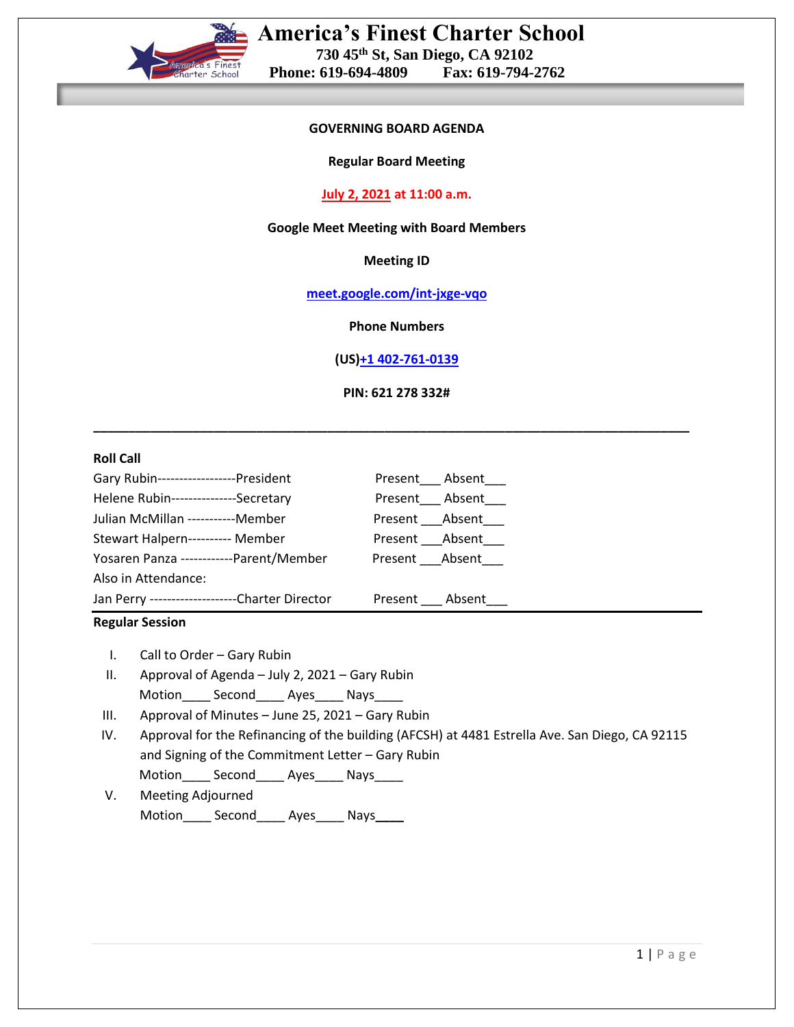# America's Finest Charter School

**730 45th St, San Diego, CA 92102**
**Phone: 619-694-4809 Fax: 619-794-2762**

**GOVERNING BOARD AGENDA**

**Regular Board Meeting**

**July 2, 2021 at 11:00 a.m.**

**Google Meet Meeting with Board Members**

**Meeting ID**

**meet.google.com/int-jxge-vqo**

**Phone Numbers**

**(US)+1 402-761-0139**

**PIN: 621 278 332#**

---

**Roll Call**

| | |
|---|---|
| Gary Rubin------------------President | Present___ Absent___ |
| Helene Rubin---------------Secretary | Present___ Absent___ |
| Julian McMillan -----------Member | Present ___Absent___ |
| Stewart Halpern---------- Member | Present ___Absent___ |
| Yosaren Panza ------------Parent/Member | Present ___Absent___ |
| Also in Attendance: | |
| Jan Perry --------------------Charter Director | Present ___ Absent___ |

**Regular Session**

I. Call to Order – Gary Rubin

II. Approval of Agenda – July 2, 2021 – Gary Rubin
Motion____ Second____ Ayes____ Nays____

III. Approval of Minutes – June 25, 2021 – Gary Rubin

IV. Approval for the Refinancing of the building (AFCSH) at 4481 Estrella Ave. San Diego, CA 92115 and Signing of the Commitment Letter – Gary Rubin
Motion____ Second____ Ayes____ Nays____

V. Meeting Adjourned
Motion____ Second____ Ayes____ Nays____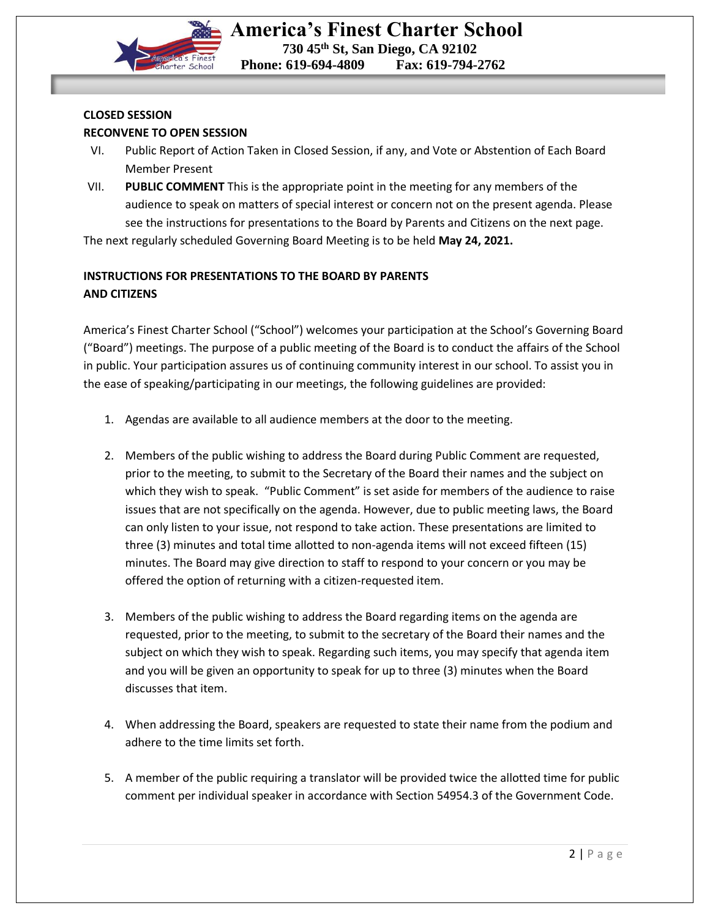**CLOSED SESSION**

**RECONVENE TO OPEN SESSION**

VI. Public Report of Action Taken in Closed Session, if any, and Vote or Abstention of Each Board Member Present

VII. **PUBLIC COMMENT** This is the appropriate point in the meeting for any members of the audience to speak on matters of special interest or concern not on the present agenda. Please see the instructions for presentations to the Board by Parents and Citizens on the next page.

The next regularly scheduled Governing Board Meeting is to be held **May 24, 2021.**

**INSTRUCTIONS FOR PRESENTATIONS TO THE BOARD BY PARENTS AND CITIZENS**

America's Finest Charter School ("School") welcomes your participation at the School's Governing Board ("Board") meetings. The purpose of a public meeting of the Board is to conduct the affairs of the School in public. Your participation assures us of continuing community interest in our school. To assist you in the ease of speaking/participating in our meetings, the following guidelines are provided:

1. Agendas are available to all audience members at the door to the meeting.

2. Members of the public wishing to address the Board during Public Comment are requested, prior to the meeting, to submit to the Secretary of the Board their names and the subject on which they wish to speak. "Public Comment" is set aside for members of the audience to raise issues that are not specifically on the agenda. However, due to public meeting laws, the Board can only listen to your issue, not respond to take action. These presentations are limited to three (3) minutes and total time allotted to non-agenda items will not exceed fifteen (15) minutes. The Board may give direction to staff to respond to your concern or you may be offered the option of returning with a citizen-requested item.

3. Members of the public wishing to address the Board regarding items on the agenda are requested, prior to the meeting, to submit to the secretary of the Board their names and the subject on which they wish to speak. Regarding such items, you may specify that agenda item and you will be given an opportunity to speak for up to three (3) minutes when the Board discusses that item.

4. When addressing the Board, speakers are requested to state their name from the podium and adhere to the time limits set forth.

5. A member of the public requiring a translator will be provided twice the allotted time for public comment per individual speaker in accordance with Section 54954.3 of the Government Code.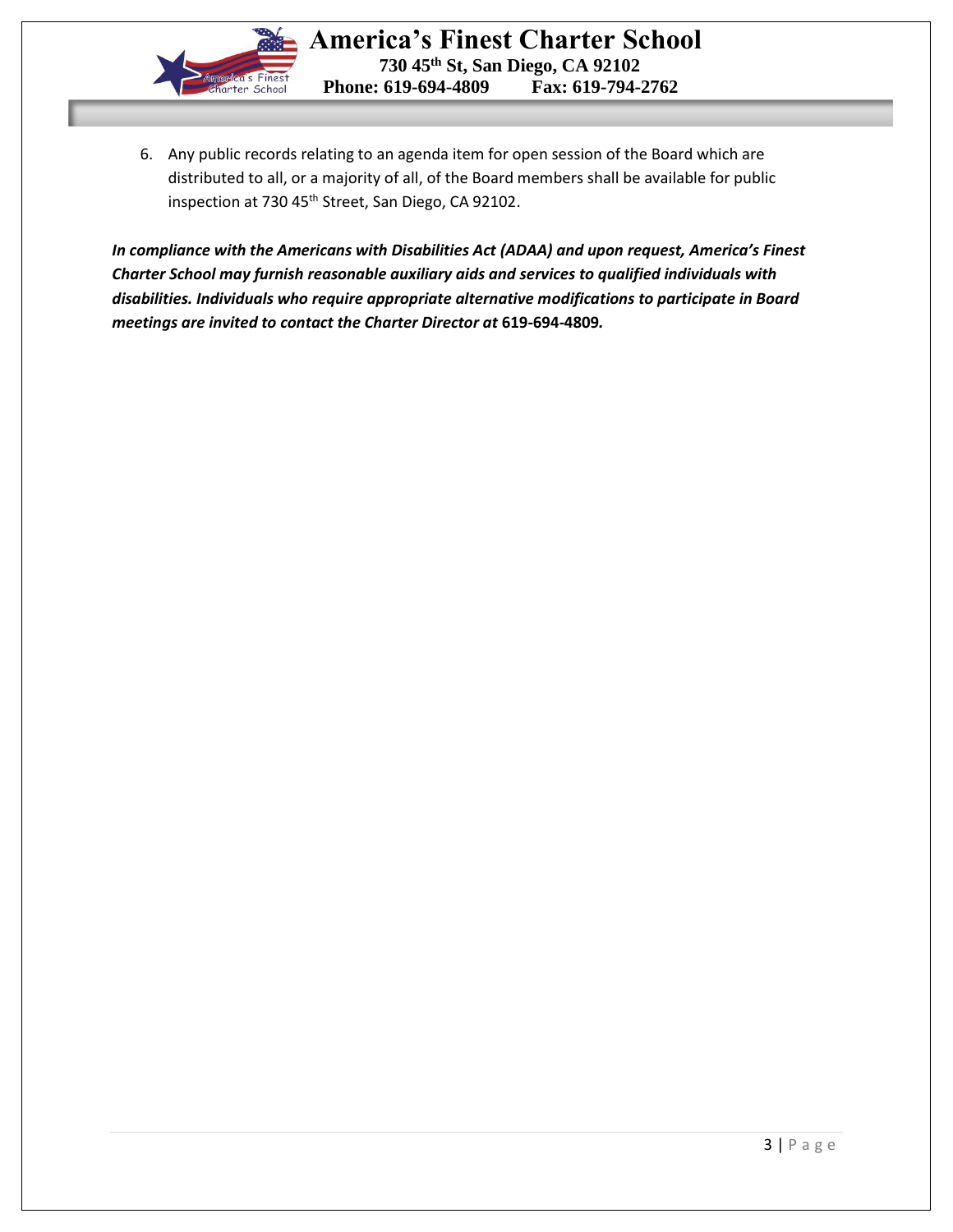6. Any public records relating to an agenda item for open session of the Board which are distributed to all, or a majority of all, of the Board members shall be available for public inspection at 730 45th Street, San Diego, CA 92102.

***In compliance with the Americans with Disabilities Act (ADAA) and upon request, America's Finest Charter School may furnish reasonable auxiliary aids and services to qualified individuals with disabilities. Individuals who require appropriate alternative modifications to participate in Board meetings are invited to contact the Charter Director at*** **619-694-4809*.***